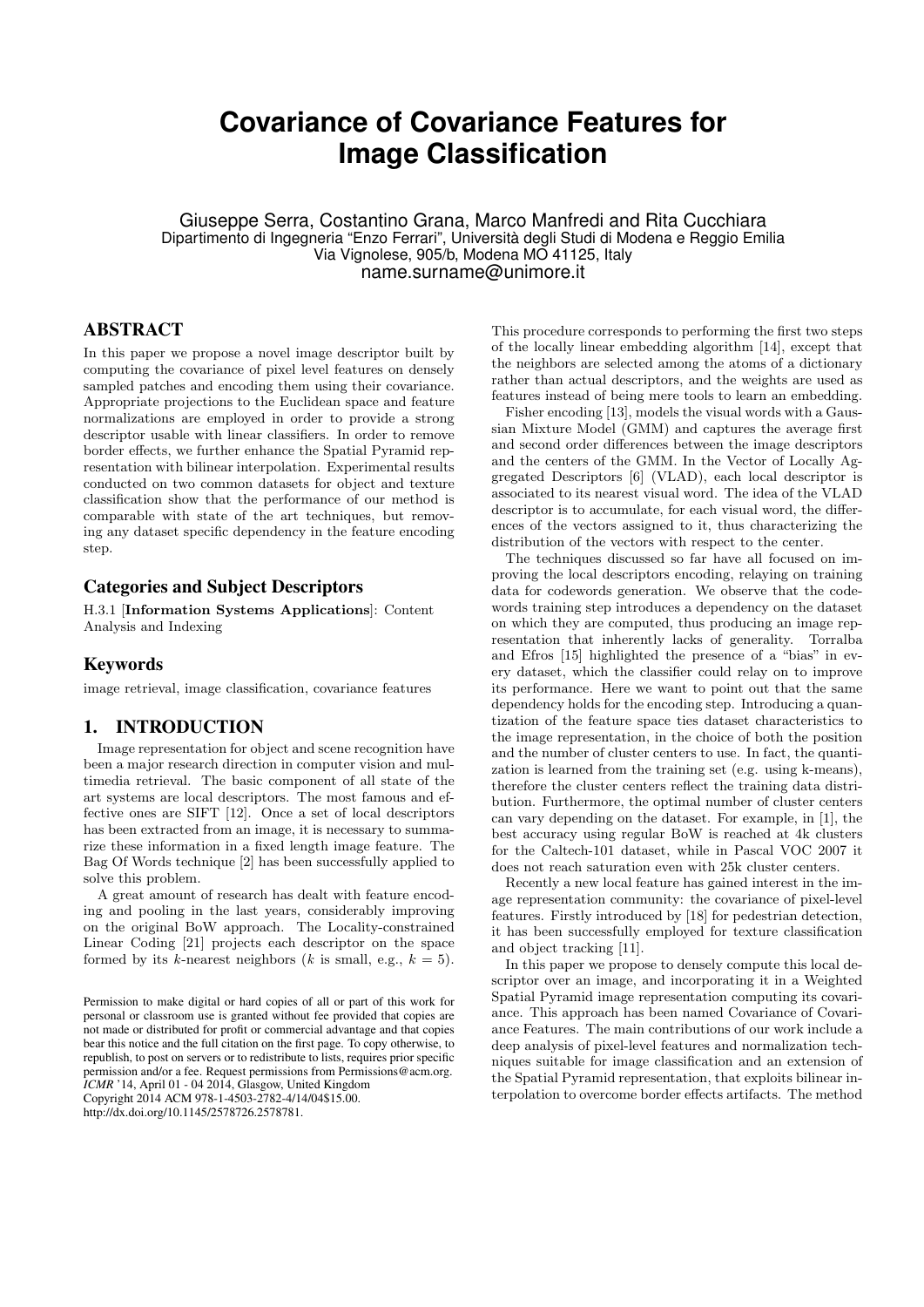# Covariance of Covariance Features for Image Classification

Giuseppe Serra, Costantino Grana, Marco Manfredi and Rita Cucchiara
Dipartimento di Ingegneria "Enzo Ferrari", Università degli Studi di Modena e Reggio Emilia
Via Vignolese, 905/b, Modena MO 41125, Italy
name.surname@unimore.it

## ABSTRACT

In this paper we propose a novel image descriptor built by computing the covariance of pixel level features on densely sampled patches and encoding them using their covariance. Appropriate projections to the Euclidean space and feature normalizations are employed in order to provide a strong descriptor usable with linear classifiers. In order to remove border effects, we further enhance the Spatial Pyramid representation with bilinear interpolation. Experimental results conducted on two common datasets for object and texture classification show that the performance of our method is comparable with state of the art techniques, but removing any dataset specific dependency in the feature encoding step.

### Categories and Subject Descriptors

H.3.1 [**Information Systems Applications**]: Content Analysis and Indexing

### Keywords

image retrieval, image classification, covariance features

## 1. INTRODUCTION

Image representation for object and scene recognition have been a major research direction in computer vision and multimedia retrieval. The basic component of all state of the art systems are local descriptors. The most famous and effective ones are SIFT [12]. Once a set of local descriptors has been extracted from an image, it is necessary to summarize these information in a fixed length image feature. The Bag Of Words technique [2] has been successfully applied to solve this problem.

A great amount of research has dealt with feature encoding and pooling in the last years, considerably improving on the original BoW approach. The Locality-constrained Linear Coding [21] projects each descriptor on the space formed by its $k$-nearest neighbors ($k$ is small, e.g., $k = 5$). This procedure corresponds to performing the first two steps of the locally linear embedding algorithm [14], except that the neighbors are selected among the atoms of a dictionary rather than actual descriptors, and the weights are used as features instead of being mere tools to learn an embedding.

Fisher encoding [13], models the visual words with a Gaussian Mixture Model (GMM) and captures the average first and second order differences between the image descriptors and the centers of the GMM. In the Vector of Locally Aggregated Descriptors [6] (VLAD), each local descriptor is associated to its nearest visual word. The idea of the VLAD descriptor is to accumulate, for each visual word, the differences of the vectors assigned to it, thus characterizing the distribution of the vectors with respect to the center.

The techniques discussed so far have all focused on improving the local descriptors encoding, relaying on training data for codewords generation. We observe that the codewords training step introduces a dependency on the dataset on which they are computed, thus producing an image representation that inherently lacks of generality. Torralba and Efros [15] highlighted the presence of a "bias" in every dataset, which the classifier could relay on to improve its performance. Here we want to point out that the same dependency holds for the encoding step. Introducing a quantization of the feature space ties dataset characteristics to the image representation, in the choice of both the position and the number of cluster centers to use. In fact, the quantization is learned from the training set (e.g. using k-means), therefore the cluster centers reflect the training data distribution. Furthermore, the optimal number of cluster centers can vary depending on the dataset. For example, in [1], the best accuracy using regular BoW is reached at 4k clusters for the Caltech-101 dataset, while in Pascal VOC 2007 it does not reach saturation even with 25k cluster centers.

Recently a new local feature has gained interest in the image representation community: the covariance of pixel-level features. Firstly introduced by [18] for pedestrian detection, it has been successfully employed for texture classification and object tracking [11].

In this paper we propose to densely compute this local descriptor over an image, and incorporating it in a Weighted Spatial Pyramid image representation computing its covariance. This approach has been named Covariance of Covariance Features. The main contributions of our work include a deep analysis of pixel-level features and normalization techniques suitable for image classification and an extension of the Spatial Pyramid representation, that exploits bilinear interpolation to overcome border effects artifacts. The method

Permission to make digital or hard copies of all or part of this work for personal or classroom use is granted without fee provided that copies are not made or distributed for profit or commercial advantage and that copies bear this notice and the full citation on the first page. To copy otherwise, to republish, to post on servers or to redistribute to lists, requires prior specific permission and/or a fee. Request permissions from Permissions@acm.org.
*ICMR* '14, April 01 - 04 2014, Glasgow, United Kingdom
Copyright 2014 ACM 978-1-4503-2782-4/14/04$15.00.
http://dx.doi.org/10.1145/2578726.2578781.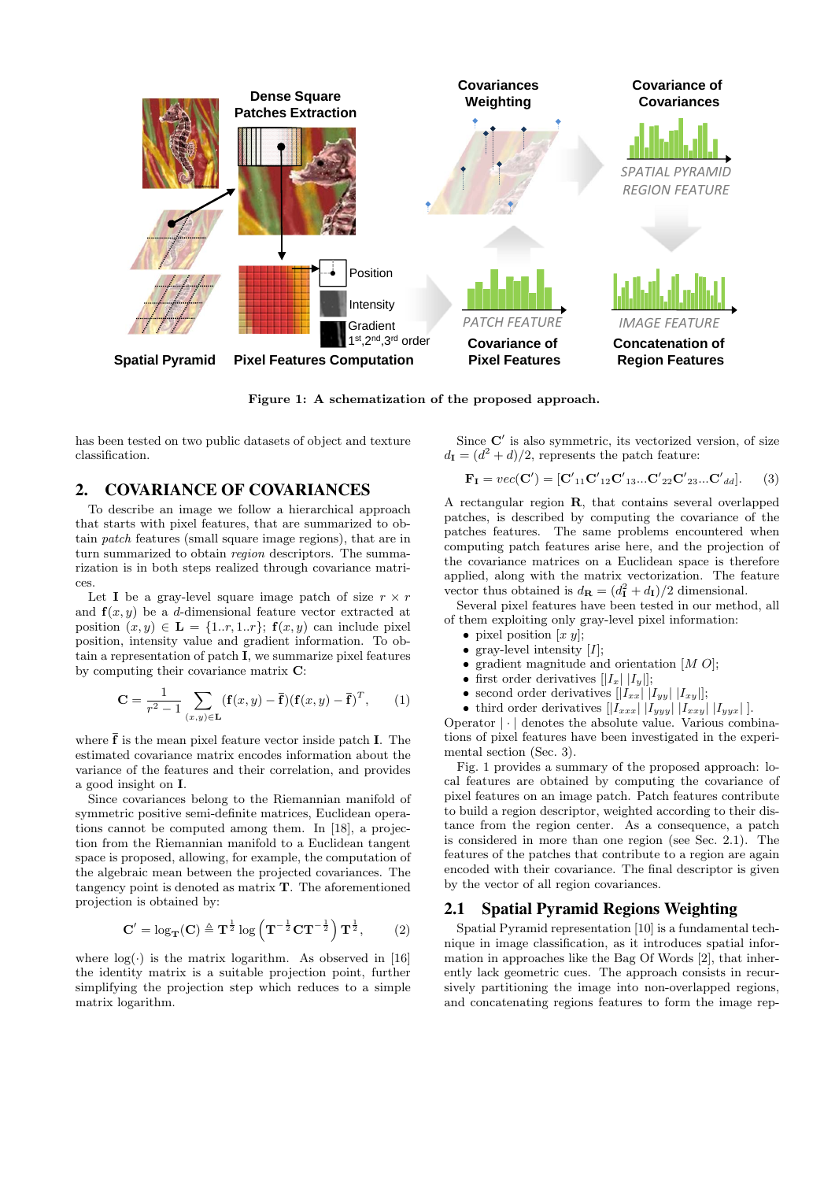Figure 1: A schematization of the proposed approach.

has been tested on two public datasets of object and texture classification.

## 2. COVARIANCE OF COVARIANCES

To describe an image we follow a hierarchical approach that starts with pixel features, that are summarized to obtain *patch* features (small square image regions), that are in turn summarized to obtain *region* descriptors. The summarization is in both steps realized through covariance matrices.

Let $\mathbf{I}$ be a gray-level square image patch of size $r \times r$ and $\mathbf{f}(x, y)$ be a $d$-dimensional feature vector extracted at position $(x, y) \in \mathbf{L} = \{1..r, 1..r\}$; $\mathbf{f}(x, y)$ can include pixel position, intensity value and gradient information. To obtain a representation of patch $\mathbf{I}$, we summarize pixel features by computing their covariance matrix $\mathbf{C}$:

$$\mathbf{C} = \frac{1}{r^2 - 1} \sum_{(x,y) \in \mathbf{L}} (\mathbf{f}(x, y) - \bar{\mathbf{f}})(\mathbf{f}(x, y) - \bar{\mathbf{f}})^T, \qquad (1)$$

where $\bar{\mathbf{f}}$ is the mean pixel feature vector inside patch $\mathbf{I}$. The estimated covariance matrix encodes information about the variance of the features and their correlation, and provides a good insight on $\mathbf{I}$.

Since covariances belong to the Riemannian manifold of symmetric positive semi-definite matrices, Euclidean operations cannot be computed among them. In [18], a projection from the Riemannian manifold to a Euclidean tangent space is proposed, allowing, for example, the computation of the algebraic mean between the projected covariances. The tangency point is denoted as matrix $\mathbf{T}$. The aforementioned projection is obtained by:

$$\mathbf{C}' = \log_{\mathbf{T}}(\mathbf{C}) \triangleq \mathbf{T}^{\frac{1}{2}} \log\left(\mathbf{T}^{-\frac{1}{2}} \mathbf{C} \mathbf{T}^{-\frac{1}{2}}\right) \mathbf{T}^{\frac{1}{2}}, \qquad (2)$$

where $\log(\cdot)$ is the matrix logarithm. As observed in [16] the identity matrix is a suitable projection point, further simplifying the projection step which reduces to a simple matrix logarithm.

Since $\mathbf{C}'$ is also symmetric, its vectorized version, of size $d_{\mathbf{I}} = (d^2 + d)/2$, represents the patch feature:

$$\mathbf{F_I} = vec(\mathbf{C}') = [\mathbf{C}'_{11}\mathbf{C}'_{12}\mathbf{C}'_{13}...\mathbf{C}'_{22}\mathbf{C}'_{23}...\mathbf{C}'_{dd}]. \qquad (3)$$

A rectangular region $\mathbf{R}$, that contains several overlapped patches, is described by computing the covariance of the patches features. The same problems encountered when computing patch features arise here, and the projection of the covariance matrices on a Euclidean space is therefore applied, along with the matrix vectorization. The feature vector thus obtained is $d_{\mathbf{R}} = (d_{\mathbf{I}}^2 + d_{\mathbf{I}})/2$ dimensional.

Several pixel features have been tested in our method, all of them exploiting only gray-level pixel information:

- pixel position $[x\ y]$;
- gray-level intensity $[I]$;
- gradient magnitude and orientation $[M\ O]$;
- first order derivatives $[|I_x|\ |I_y|]$;
- second order derivatives $[|I_{xx}|\ |I_{yy}|\ |I_{xy}|]$;
- third order derivatives $[|I_{xxx}|\ |I_{yyy}|\ |I_{xxy}|\ |I_{yyx}|\ ]$.

Operator $|\cdot|$ denotes the absolute value. Various combinations of pixel features have been investigated in the experimental section (Sec. 3).

Fig. 1 provides a summary of the proposed approach: local features are obtained by computing the covariance of pixel features on an image patch. Patch features contribute to build a region descriptor, weighted according to their distance from the region center. As a consequence, a patch is considered in more than one region (see Sec. 2.1). The features of the patches that contribute to a region are again encoded with their covariance. The final descriptor is given by the vector of all region covariances.

### 2.1 Spatial Pyramid Regions Weighting

Spatial Pyramid representation [10] is a fundamental technique in image classification, as it introduces spatial information in approaches like the Bag Of Words [2], that inherently lack geometric cues. The approach consists in recursively partitioning the image into non-overlapped regions, and concatenating regions features to form the image rep-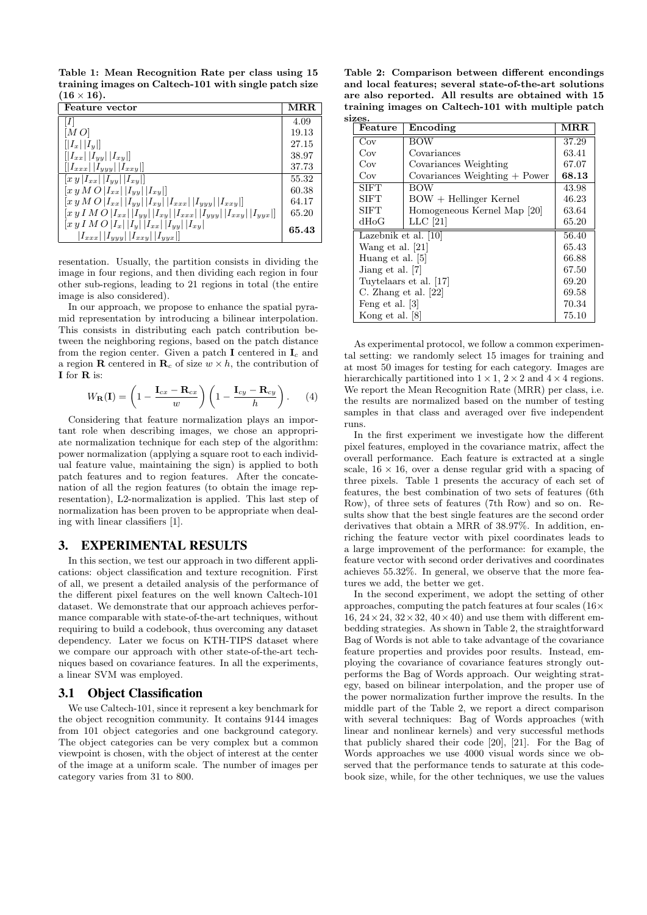**Table 1: Mean Recognition Rate per class using 15 training images on Caltech-101 with single patch size (16 × 16).**

| Feature vector | MRR |
|---|---|
| $[I]$ | 4.09 |
| $[M\,O]$ | 19.13 |
| $[\lvert I_x\rvert\,\lvert I_y\rvert]$ | 27.15 |
| $[\lvert I_{xx}\rvert\,\lvert I_{yy}\rvert\,\lvert I_{xy}\rvert]$ | 38.97 |
| $[\lvert I_{xxx}\rvert\,\lvert I_{yyy}\rvert\,\lvert I_{xxy}\rvert]$ | 37.73 |
| $[x\,y\,\lvert I_{xx}\rvert\,\lvert I_{yy}\rvert\,\lvert I_{xy}\rvert]$ | 55.32 |
| $[x\,y\,M\,O\,\lvert I_{xx}\rvert\,\lvert I_{yy}\rvert\,\lvert I_{xy}\rvert]$ | 60.38 |
| $[x\,y\,M\,O\,\lvert I_{xx}\rvert\,\lvert I_{yy}\rvert\,\lvert I_{xy}\rvert\,\lvert I_{xxx}\rvert\,\lvert I_{yyy}\rvert\,\lvert I_{xxy}\rvert]$ | 64.17 |
| $[x\,y\,I\,M\,O\,\lvert I_{xx}\rvert\,\lvert I_{yy}\rvert\,\lvert I_{xy}\rvert\,\lvert I_{xxx}\rvert\,\lvert I_{yyy}\rvert\,\lvert I_{xxy}\rvert\,\lvert I_{yyx}\rvert]$ | 65.20 |
| $[x\,y\,I\,M\,O\,\lvert I_x\rvert\,\lvert I_y\rvert\,\lvert I_{xx}\rvert\,\lvert I_{yy}\rvert\,\lvert I_{xy}\rvert\,\lvert I_{xxx}\rvert\,\lvert I_{yyy}\rvert\,\lvert I_{xxy}\rvert\,\lvert I_{yyx}\rvert]$ | **65.43** |

resentation. Usually, the partition consists in dividing the image in four regions, and then dividing each region in four other sub-regions, leading to 21 regions in total (the entire image is also considered).

In our approach, we propose to enhance the spatial pyramid representation by introducing a bilinear interpolation. This consists in distributing each patch contribution between the neighboring regions, based on the patch distance from the region center. Given a patch $\mathbf{I}$ centered in $\mathbf{I}_c$ and a region $\mathbf{R}$ centered in $\mathbf{R}_c$ of size $w \times h$, the contribution of $\mathbf{I}$ for $\mathbf{R}$ is:

$$W_{\mathbf{R}}(\mathbf{I}) = \left(1 - \frac{\mathbf{I}_{cx} - \mathbf{R}_{cx}}{w}\right)\left(1 - \frac{\mathbf{I}_{cy} - \mathbf{R}_{cy}}{h}\right). \quad (4)$$

Considering that feature normalization plays an important role when describing images, we chose an appropriate normalization technique for each step of the algorithm: power normalization (applying a square root to each individual feature value, maintaining the sign) is applied to both patch features and to region features. After the concatenation of all the region features (to obtain the image representation), L2-normalization is applied. This last step of normalization has been proven to be appropriate when dealing with linear classifiers [1].

## 3. EXPERIMENTAL RESULTS

In this section, we test our approach in two different applications: object classification and texture recognition. First of all, we present a detailed analysis of the performance of the different pixel features on the well known Caltech-101 dataset. We demonstrate that our approach achieves performance comparable with state-of-the-art techniques, without requiring to build a codebook, thus overcoming any dataset dependency. Later we focus on KTH-TIPS dataset where we compare our approach with other state-of-the-art techniques based on covariance features. In all the experiments, a linear SVM was employed.

### 3.1 Object Classification

We use Caltech-101, since it represent a key benchmark for the object recognition community. It contains 9144 images from 101 object categories and one background category. The object categories can be very complex but a common viewpoint is chosen, with the object of interest at the center of the image at a uniform scale. The number of images per category varies from 31 to 800.

**Table 2: Comparison between different encondings and local features; several state-of-the-art solutions are also reported. All results are obtained with 15 training images on Caltech-101 with multiple patch sizes.**

| Feature | Encoding | MRR |
|---|---|---|
| Cov | BOW | 37.29 |
| Cov | Covariances | 63.41 |
| Cov | Covariances Weighting | 67.07 |
| Cov | Covariances Weighting + Power | **68.13** |
| SIFT | BOW | 43.98 |
| SIFT | BOW + Hellinger Kernel | 46.23 |
| SIFT | Homogeneous Kernel Map [20] | 63.64 |
| dHoG | LLC [21] | 65.20 |
| Lazebnik et al. [10] | | 56.40 |
| Wang et al. [21] | | 65.43 |
| Huang et al. [5] | | 66.88 |
| Jiang et al. [7] | | 67.50 |
| Tuytelaars et al. [17] | | 69.20 |
| C. Zhang et al. [22] | | 69.58 |
| Feng et al. [3] | | 70.34 |
| Kong et al. [8] | | 75.10 |

As experimental protocol, we follow a common experimental setting: we randomly select 15 images for training and at most 50 images for testing for each category. Images are hierarchically partitioned into $1 \times 1$, $2 \times 2$ and $4 \times 4$ regions. We report the Mean Recognition Rate (MRR) per class, i.e. the results are normalized based on the number of testing samples in that class and averaged over five independent runs.

In the first experiment we investigate how the different pixel features, employed in the covariance matrix, affect the overall performance. Each feature is extracted at a single scale, $16 \times 16$, over a dense regular grid with a spacing of three pixels. Table 1 presents the accuracy of each set of features, the best combination of two sets of features (6th Row), of three sets of features (7th Row) and so on. Results show that the best single features are the second order derivatives that obtain a MRR of 38.97%. In addition, enriching the feature vector with pixel coordinates leads to a large improvement of the performance: for example, the feature vector with second order derivatives and coordinates achieves 55.32%. In general, we observe that the more features we add, the better we get.

In the second experiment, we adopt the setting of other approaches, computing the patch features at four scales ($16\times16$, $24\times24$, $32\times32$, $40\times40$) and use them with different embedding strategies. As shown in Table 2, the straightforward Bag of Words is not able to take advantage of the covariance feature properties and provides poor results. Instead, employing the covariance of covariance features strongly outperforms the Bag of Words approach. Our weighting strategy, based on bilinear interpolation, and the proper use of the power normalization further improve the results. In the middle part of the Table 2, we report a direct comparison with several techniques: Bag of Words approaches (with linear and nonlinear kernels) and very successful methods that publicly shared their code [20], [21]. For the Bag of Words approaches we use 4000 visual words since we observed that the performance tends to saturate at this codebook size, while, for the other techniques, we use the values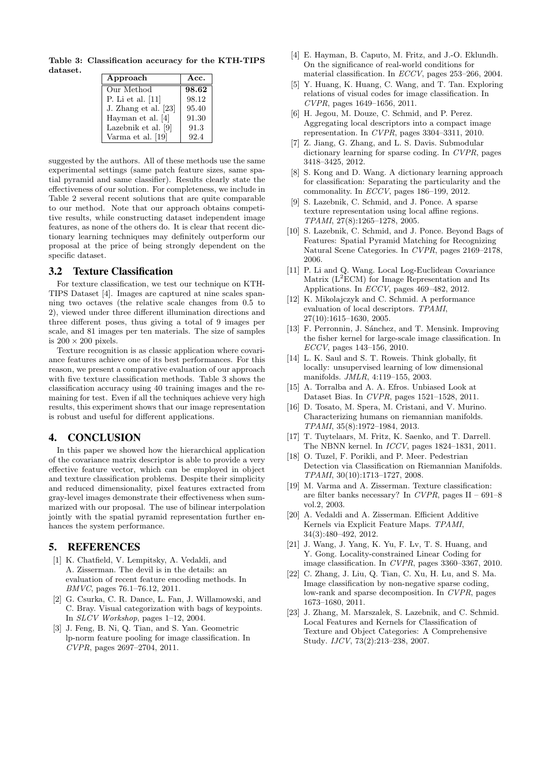**Table 3: Classification accuracy for the KTH-TIPS dataset.**

| Approach | Acc. |
|---|---|
| Our Method | **98.62** |
| P. Li et al. [11] | 98.12 |
| J. Zhang et al. [23] | 95.40 |
| Hayman et al. [4] | 91.30 |
| Lazebnik et al. [9] | 91.3 |
| Varma et al. [19] | 92.4 |

suggested by the authors. All of these methods use the same experimental settings (same patch feature sizes, same spatial pyramid and same classifier). Results clearly state the effectiveness of our solution. For completeness, we include in Table 2 several recent solutions that are quite comparable to our method. Note that our approach obtains competitive results, while constructing dataset independent image features, as none of the others do. It is clear that recent dictionary learning techniques may definitely outperform our proposal at the price of being strongly dependent on the specific dataset.

### 3.2 Texture Classification

For texture classification, we test our technique on KTH-TIPS Dataset [4]. Images are captured at nine scales spanning two octaves (the relative scale changes from 0.5 to 2), viewed under three different illumination directions and three different poses, thus giving a total of 9 images per scale, and 81 images per ten materials. The size of samples is $200 \times 200$ pixels.

Texture recognition is as classic application where covariance features achieve one of its best performances. For this reason, we present a comparative evaluation of our approach with five texture classification methods. Table 3 shows the classification accuracy using 40 training images and the remaining for test. Even if all the techniques achieve very high results, this experiment shows that our image representation is robust and useful for different applications.

## 4. CONCLUSION

In this paper we showed how the hierarchical application of the covariance matrix descriptor is able to provide a very effective feature vector, which can be employed in object and texture classification problems. Despite their simplicity and reduced dimensionality, pixel features extracted from gray-level images demonstrate their effectiveness when summarized with our proposal. The use of bilinear interpolation jointly with the spatial pyramid representation further enhances the system performance.

## 5. REFERENCES

[1] K. Chatfield, V. Lempitsky, A. Vedaldi, and A. Zisserman. The devil is in the details: an evaluation of recent feature encoding methods. In *BMVC*, pages 76.1–76.12, 2011.

[2] G. Csurka, C. R. Dance, L. Fan, J. Willamowski, and C. Bray. Visual categorization with bags of keypoints. In *SLCV Workshop*, pages 1–12, 2004.

[3] J. Feng, B. Ni, Q. Tian, and S. Yan. Geometric lp-norm feature pooling for image classification. In *CVPR*, pages 2697–2704, 2011.

[4] E. Hayman, B. Caputo, M. Fritz, and J.-O. Eklundh. On the significance of real-world conditions for material classification. In *ECCV*, pages 253–266, 2004.

[5] Y. Huang, K. Huang, C. Wang, and T. Tan. Exploring relations of visual codes for image classification. In *CVPR*, pages 1649–1656, 2011.

[6] H. Jegou, M. Douze, C. Schmid, and P. Perez. Aggregating local descriptors into a compact image representation. In *CVPR*, pages 3304–3311, 2010.

[7] Z. Jiang, G. Zhang, and L. S. Davis. Submodular dictionary learning for sparse coding. In *CVPR*, pages 3418–3425, 2012.

[8] S. Kong and D. Wang. A dictionary learning approach for classification: Separating the particularity and the commonality. In *ECCV*, pages 186–199, 2012.

[9] S. Lazebnik, C. Schmid, and J. Ponce. A sparse texture representation using local affine regions. *TPAMI*, 27(8):1265–1278, 2005.

[10] S. Lazebnik, C. Schmid, and J. Ponce. Beyond Bags of Features: Spatial Pyramid Matching for Recognizing Natural Scene Categories. In *CVPR*, pages 2169–2178, 2006.

[11] P. Li and Q. Wang. Local Log-Euclidean Covariance Matrix ($L^2$ECM) for Image Representation and Its Applications. In *ECCV*, pages 469–482, 2012.

[12] K. Mikolajczyk and C. Schmid. A performance evaluation of local descriptors. *TPAMI*, 27(10):1615–1630, 2005.

[13] F. Perronnin, J. Sánchez, and T. Mensink. Improving the fisher kernel for large-scale image classification. In *ECCV*, pages 143–156, 2010.

[14] L. K. Saul and S. T. Roweis. Think globally, fit locally: unsupervised learning of low dimensional manifolds. *JMLR*, 4:119–155, 2003.

[15] A. Torralba and A. A. Efros. Unbiased Look at Dataset Bias. In *CVPR*, pages 1521–1528, 2011.

[16] D. Tosato, M. Spera, M. Cristani, and V. Murino. Characterizing humans on riemannian manifolds. *TPAMI*, 35(8):1972–1984, 2013.

[17] T. Tuytelaars, M. Fritz, K. Saenko, and T. Darrell. The NBNN kernel. In *ICCV*, pages 1824–1831, 2011.

[18] O. Tuzel, F. Porikli, and P. Meer. Pedestrian Detection via Classification on Riemannian Manifolds. *TPAMI*, 30(10):1713–1727, 2008.

[19] M. Varma and A. Zisserman. Texture classification: are filter banks necessary? In *CVPR*, pages II – 691–8 vol.2, 2003.

[20] A. Vedaldi and A. Zisserman. Efficient Additive Kernels via Explicit Feature Maps. *TPAMI*, 34(3):480–492, 2012.

[21] J. Wang, J. Yang, K. Yu, F. Lv, T. S. Huang, and Y. Gong. Locality-constrained Linear Coding for image classification. In *CVPR*, pages 3360–3367, 2010.

[22] C. Zhang, J. Liu, Q. Tian, C. Xu, H. Lu, and S. Ma. Image classification by non-negative sparse coding, low-rank and sparse decomposition. In *CVPR*, pages 1673–1680, 2011.

[23] J. Zhang, M. Marszalek, S. Lazebnik, and C. Schmid. Local Features and Kernels for Classification of Texture and Object Categories: A Comprehensive Study. *IJCV*, 73(2):213–238, 2007.